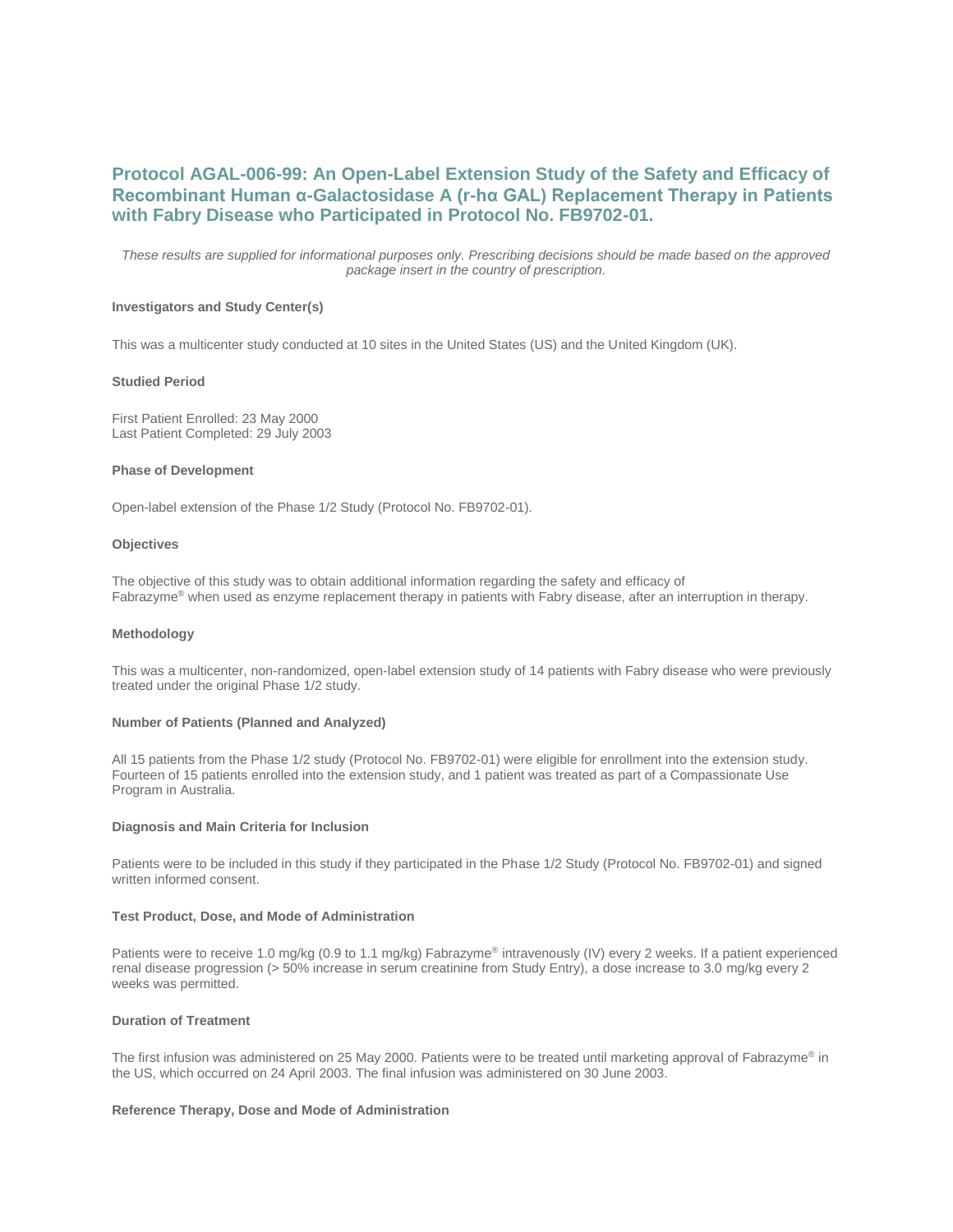# Protocol AGAL-006-99: An Open-Label Extension Study of the Safety and Efficacy of Recombinant Human α-Galactosidase A (r-hα GAL) Replacement Therapy in Patients with Fabry Disease who Participated in Protocol No. FB9702-01.

*These results are supplied for informational purposes only. Prescribing decisions should be made based on the approved package insert in the country of prescription.*

**Investigators and Study Center(s)**

This was a multicenter study conducted at 10 sites in the United States (US) and the United Kingdom (UK).

**Studied Period**

First Patient Enrolled: 23 May 2000
Last Patient Completed: 29 July 2003

**Phase of Development**

Open-label extension of the Phase 1/2 Study (Protocol No. FB9702-01).

**Objectives**

The objective of this study was to obtain additional information regarding the safety and efficacy of Fabrazyme® when used as enzyme replacement therapy in patients with Fabry disease, after an interruption in therapy.

**Methodology**

This was a multicenter, non-randomized, open-label extension study of 14 patients with Fabry disease who were previously treated under the original Phase 1/2 study.

**Number of Patients (Planned and Analyzed)**

All 15 patients from the Phase 1/2 study (Protocol No. FB9702-01) were eligible for enrollment into the extension study. Fourteen of 15 patients enrolled into the extension study, and 1 patient was treated as part of a Compassionate Use Program in Australia.

**Diagnosis and Main Criteria for Inclusion**

Patients were to be included in this study if they participated in the Phase 1/2 Study (Protocol No. FB9702-01) and signed written informed consent.

**Test Product, Dose, and Mode of Administration**

Patients were to receive 1.0 mg/kg (0.9 to 1.1 mg/kg) Fabrazyme® intravenously (IV) every 2 weeks. If a patient experienced renal disease progression (> 50% increase in serum creatinine from Study Entry), a dose increase to 3.0 mg/kg every 2 weeks was permitted.

**Duration of Treatment**

The first infusion was administered on 25 May 2000. Patients were to be treated until marketing approval of Fabrazyme® in the US, which occurred on 24 April 2003. The final infusion was administered on 30 June 2003.

**Reference Therapy, Dose and Mode of Administration**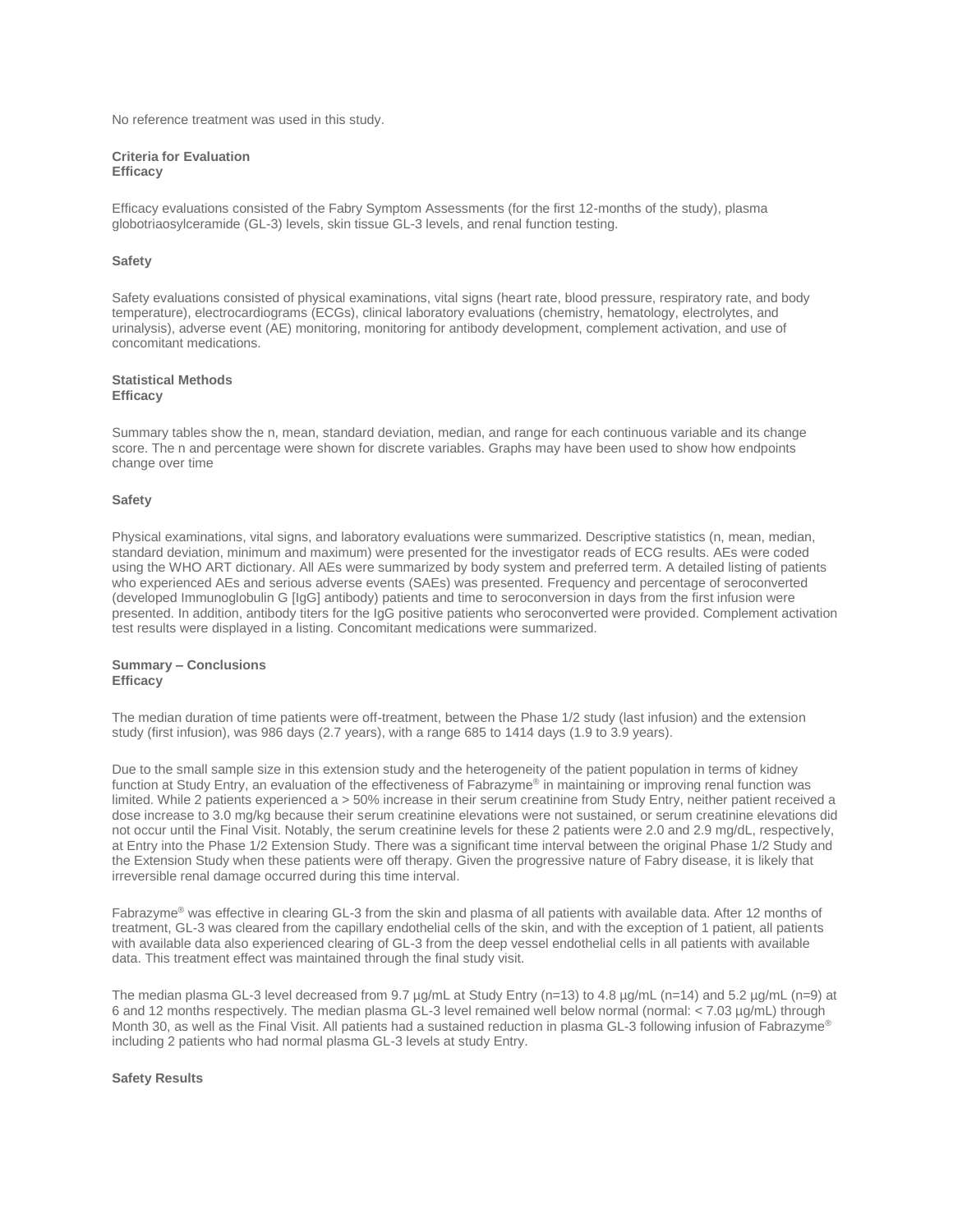No reference treatment was used in this study.

**Criteria for Evaluation**
**Efficacy**

Efficacy evaluations consisted of the Fabry Symptom Assessments (for the first 12-months of the study), plasma globotriaosylceramide (GL-3) levels, skin tissue GL-3 levels, and renal function testing.

**Safety**

Safety evaluations consisted of physical examinations, vital signs (heart rate, blood pressure, respiratory rate, and body temperature), electrocardiograms (ECGs), clinical laboratory evaluations (chemistry, hematology, electrolytes, and urinalysis), adverse event (AE) monitoring, monitoring for antibody development, complement activation, and use of concomitant medications.

**Statistical Methods**
**Efficacy**

Summary tables show the n, mean, standard deviation, median, and range for each continuous variable and its change score. The n and percentage were shown for discrete variables. Graphs may have been used to show how endpoints change over time

**Safety**

Physical examinations, vital signs, and laboratory evaluations were summarized. Descriptive statistics (n, mean, median, standard deviation, minimum and maximum) were presented for the investigator reads of ECG results. AEs were coded using the WHO ART dictionary. All AEs were summarized by body system and preferred term. A detailed listing of patients who experienced AEs and serious adverse events (SAEs) was presented. Frequency and percentage of seroconverted (developed Immunoglobulin G [IgG] antibody) patients and time to seroconversion in days from the first infusion were presented. In addition, antibody titers for the IgG positive patients who seroconverted were provided. Complement activation test results were displayed in a listing. Concomitant medications were summarized.

**Summary – Conclusions**
**Efficacy**

The median duration of time patients were off-treatment, between the Phase 1/2 study (last infusion) and the extension study (first infusion), was 986 days (2.7 years), with a range 685 to 1414 days (1.9 to 3.9 years).

Due to the small sample size in this extension study and the heterogeneity of the patient population in terms of kidney function at Study Entry, an evaluation of the effectiveness of Fabrazyme® in maintaining or improving renal function was limited. While 2 patients experienced a > 50% increase in their serum creatinine from Study Entry, neither patient received a dose increase to 3.0 mg/kg because their serum creatinine elevations were not sustained, or serum creatinine elevations did not occur until the Final Visit. Notably, the serum creatinine levels for these 2 patients were 2.0 and 2.9 mg/dL, respectively, at Entry into the Phase 1/2 Extension Study. There was a significant time interval between the original Phase 1/2 Study and the Extension Study when these patients were off therapy. Given the progressive nature of Fabry disease, it is likely that irreversible renal damage occurred during this time interval.

Fabrazyme® was effective in clearing GL-3 from the skin and plasma of all patients with available data. After 12 months of treatment, GL-3 was cleared from the capillary endothelial cells of the skin, and with the exception of 1 patient, all patients with available data also experienced clearing of GL-3 from the deep vessel endothelial cells in all patients with available data. This treatment effect was maintained through the final study visit.

The median plasma GL-3 level decreased from 9.7 µg/mL at Study Entry (n=13) to 4.8 µg/mL (n=14) and 5.2 µg/mL (n=9) at 6 and 12 months respectively. The median plasma GL-3 level remained well below normal (normal: < 7.03 µg/mL) through Month 30, as well as the Final Visit. All patients had a sustained reduction in plasma GL-3 following infusion of Fabrazyme® including 2 patients who had normal plasma GL-3 levels at study Entry.

**Safety Results**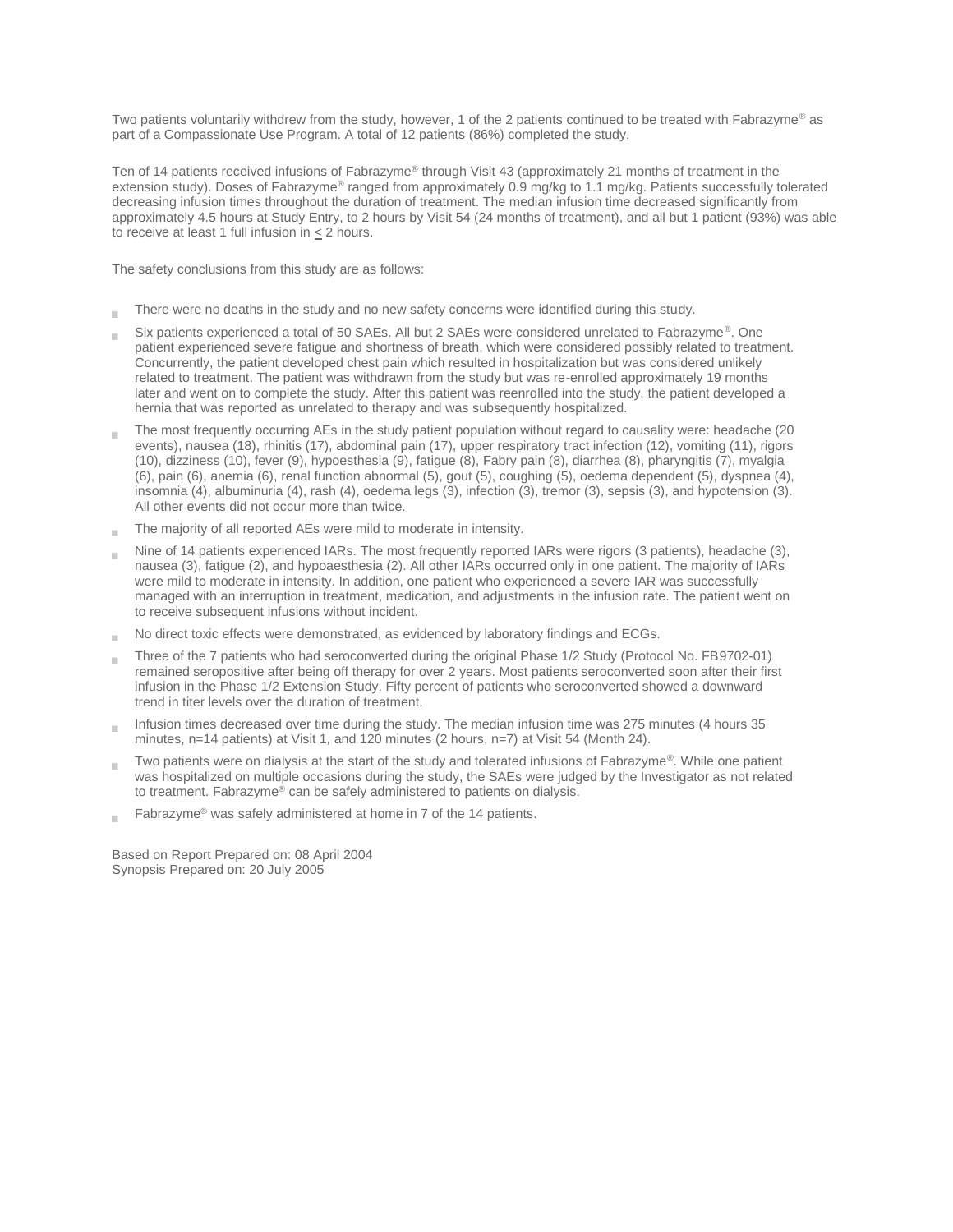Two patients voluntarily withdrew from the study, however, 1 of the 2 patients continued to be treated with Fabrazyme® as part of a Compassionate Use Program. A total of 12 patients (86%) completed the study.

Ten of 14 patients received infusions of Fabrazyme® through Visit 43 (approximately 21 months of treatment in the extension study). Doses of Fabrazyme® ranged from approximately 0.9 mg/kg to 1.1 mg/kg. Patients successfully tolerated decreasing infusion times throughout the duration of treatment. The median infusion time decreased significantly from approximately 4.5 hours at Study Entry, to 2 hours by Visit 54 (24 months of treatment), and all but 1 patient (93%) was able to receive at least 1 full infusion in $\leq$ 2 hours.

The safety conclusions from this study are as follows:

- There were no deaths in the study and no new safety concerns were identified during this study.
- Six patients experienced a total of 50 SAEs. All but 2 SAEs were considered unrelated to Fabrazyme®. One patient experienced severe fatigue and shortness of breath, which were considered possibly related to treatment. Concurrently, the patient developed chest pain which resulted in hospitalization but was considered unlikely related to treatment. The patient was withdrawn from the study but was re-enrolled approximately 19 months later and went on to complete the study. After this patient was reenrolled into the study, the patient developed a hernia that was reported as unrelated to therapy and was subsequently hospitalized.
- The most frequently occurring AEs in the study patient population without regard to causality were: headache (20 events), nausea (18), rhinitis (17), abdominal pain (17), upper respiratory tract infection (12), vomiting (11), rigors (10), dizziness (10), fever (9), hypoesthesia (9), fatigue (8), Fabry pain (8), diarrhea (8), pharyngitis (7), myalgia (6), pain (6), anemia (6), renal function abnormal (5), gout (5), coughing (5), oedema dependent (5), dyspnea (4), insomnia (4), albuminuria (4), rash (4), oedema legs (3), infection (3), tremor (3), sepsis (3), and hypotension (3). All other events did not occur more than twice.
- The majority of all reported AEs were mild to moderate in intensity.
- Nine of 14 patients experienced IARs. The most frequently reported IARs were rigors (3 patients), headache (3), nausea (3), fatigue (2), and hypoaesthesia (2). All other IARs occurred only in one patient. The majority of IARs were mild to moderate in intensity. In addition, one patient who experienced a severe IAR was successfully managed with an interruption in treatment, medication, and adjustments in the infusion rate. The patient went on to receive subsequent infusions without incident.
- No direct toxic effects were demonstrated, as evidenced by laboratory findings and ECGs.
- Three of the 7 patients who had seroconverted during the original Phase 1/2 Study (Protocol No. FB9702-01) remained seropositive after being off therapy for over 2 years. Most patients seroconverted soon after their first infusion in the Phase 1/2 Extension Study. Fifty percent of patients who seroconverted showed a downward trend in titer levels over the duration of treatment.
- Infusion times decreased over time during the study. The median infusion time was 275 minutes (4 hours 35 minutes, n=14 patients) at Visit 1, and 120 minutes (2 hours, n=7) at Visit 54 (Month 24).
- Two patients were on dialysis at the start of the study and tolerated infusions of Fabrazyme®. While one patient was hospitalized on multiple occasions during the study, the SAEs were judged by the Investigator as not related to treatment. Fabrazyme® can be safely administered to patients on dialysis.
- Fabrazyme® was safely administered at home in 7 of the 14 patients.

Based on Report Prepared on: 08 April 2004
Synopsis Prepared on: 20 July 2005